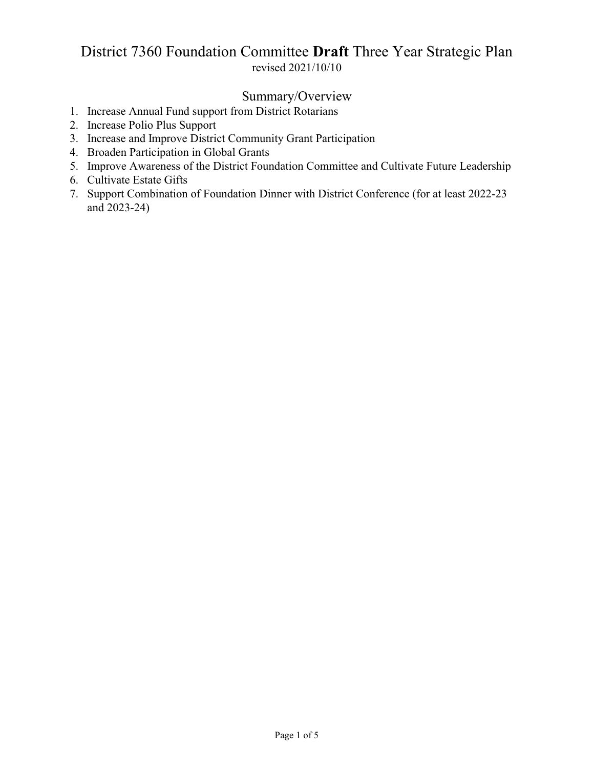# District 7360 Foundation Committee **Draft** Three Year Strategic Plan

revised 2021/10/10

## Summary/Overview

1. Increase Annual Fund support from District Rotarians
2. Increase Polio Plus Support
3. Increase and Improve District Community Grant Participation
4. Broaden Participation in Global Grants
5. Improve Awareness of the District Foundation Committee and Cultivate Future Leadership
6. Cultivate Estate Gifts
7. Support Combination of Foundation Dinner with District Conference (for at least 2022-23 and 2023-24)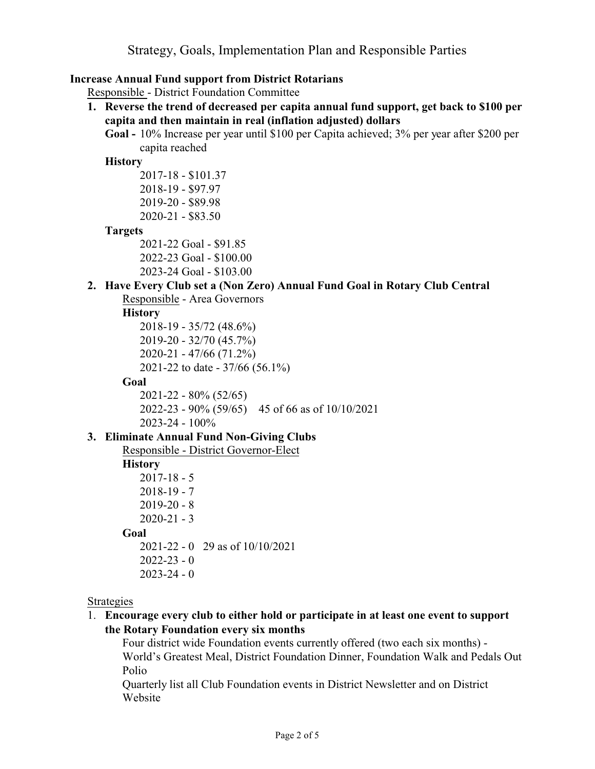# Strategy, Goals, Implementation Plan and Responsible Parties

**Increase Annual Fund support from District Rotarians**

Responsible - District Foundation Committee

1. **Reverse the trend of decreased per capita annual fund support, get back to $100 per capita and then maintain in real (inflation adjusted) dollars**

   **Goal -** 10% Increase per year until $100 per Capita achieved; 3% per year after $200 per capita reached

   **History**

   2017-18 - $101.37
   2018-19 - $97.97
   2019-20 - $89.98
   2020-21 - $83.50

   **Targets**

   2021-22 Goal - $91.85
   2022-23 Goal - $100.00
   2023-24 Goal - $103.00

2. **Have Every Club set a (Non Zero) Annual Fund Goal in Rotary Club Central**

   Responsible - Area Governors

   **History**

   2018-19 - 35/72 (48.6%)
   2019-20 - 32/70 (45.7%)
   2020-21 - 47/66 (71.2%)
   2021-22 to date - 37/66 (56.1%)

   **Goal**

   2021-22 - 80% (52/65)
   2022-23 - 90% (59/65) 45 of 66 as of 10/10/2021
   2023-24 - 100%

3. **Eliminate Annual Fund Non-Giving Clubs**

   Responsible - District Governor-Elect

   **History**

   2017-18 - 5
   2018-19 - 7
   2019-20 - 8
   2020-21 - 3

   **Goal**

   2021-22 - 0 29 as of 10/10/2021
   2022-23 - 0
   2023-24 - 0

Strategies

1. **Encourage every club to either hold or participate in at least one event to support the Rotary Foundation every six months**

   Four district wide Foundation events currently offered (two each six months) - World's Greatest Meal, District Foundation Dinner, Foundation Walk and Pedals Out Polio

   Quarterly list all Club Foundation events in District Newsletter and on District Website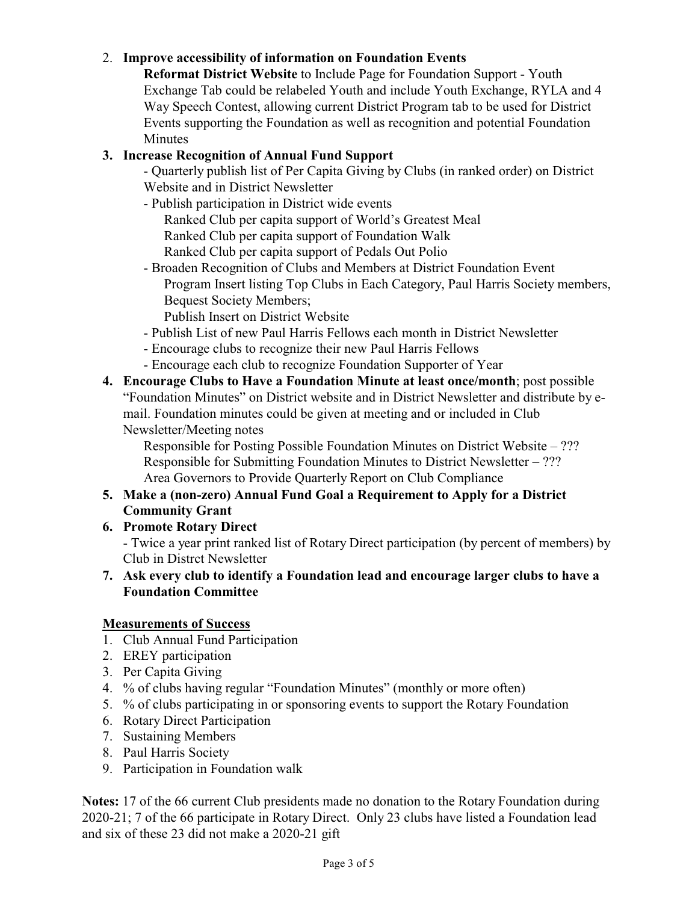2. **Improve accessibility of information on Foundation Events**

   **Reformat District Website** to Include Page for Foundation Support - Youth Exchange Tab could be relabeled Youth and include Youth Exchange, RYLA and 4 Way Speech Contest, allowing current District Program tab to be used for District Events supporting the Foundation as well as recognition and potential Foundation Minutes

3. **Increase Recognition of Annual Fund Support**

   - Quarterly publish list of Per Capita Giving by Clubs (in ranked order) on District Website and in District Newsletter
   - Publish participation in District wide events
     - Ranked Club per capita support of World's Greatest Meal
     - Ranked Club per capita support of Foundation Walk
     - Ranked Club per capita support of Pedals Out Polio
   - Broaden Recognition of Clubs and Members at District Foundation Event
     - Program Insert listing Top Clubs in Each Category, Paul Harris Society members, Bequest Society Members;
     - Publish Insert on District Website
   - Publish List of new Paul Harris Fellows each month in District Newsletter
   - Encourage clubs to recognize their new Paul Harris Fellows
   - Encourage each club to recognize Foundation Supporter of Year

4. **Encourage Clubs to Have a Foundation Minute at least once/month**; post possible "Foundation Minutes" on District website and in District Newsletter and distribute by e-mail. Foundation minutes could be given at meeting and or included in Club Newsletter/Meeting notes

   Responsible for Posting Possible Foundation Minutes on District Website – ???
   Responsible for Submitting Foundation Minutes to District Newsletter – ???
   Area Governors to Provide Quarterly Report on Club Compliance

5. **Make a (non-zero) Annual Fund Goal a Requirement to Apply for a District Community Grant**

6. **Promote Rotary Direct**

   - Twice a year print ranked list of Rotary Direct participation (by percent of members) by Club in Distrct Newsletter

7. **Ask every club to identify a Foundation lead and encourage larger clubs to have a Foundation Committee**

**<u>Measurements of Success</u>**

1. Club Annual Fund Participation
2. EREY participation
3. Per Capita Giving
4. % of clubs having regular "Foundation Minutes" (monthly or more often)
5. % of clubs participating in or sponsoring events to support the Rotary Foundation
6. Rotary Direct Participation
7. Sustaining Members
8. Paul Harris Society
9. Participation in Foundation walk

**Notes:** 17 of the 66 current Club presidents made no donation to the Rotary Foundation during 2020-21; 7 of the 66 participate in Rotary Direct. Only 23 clubs have listed a Foundation lead and six of these 23 did not make a 2020-21 gift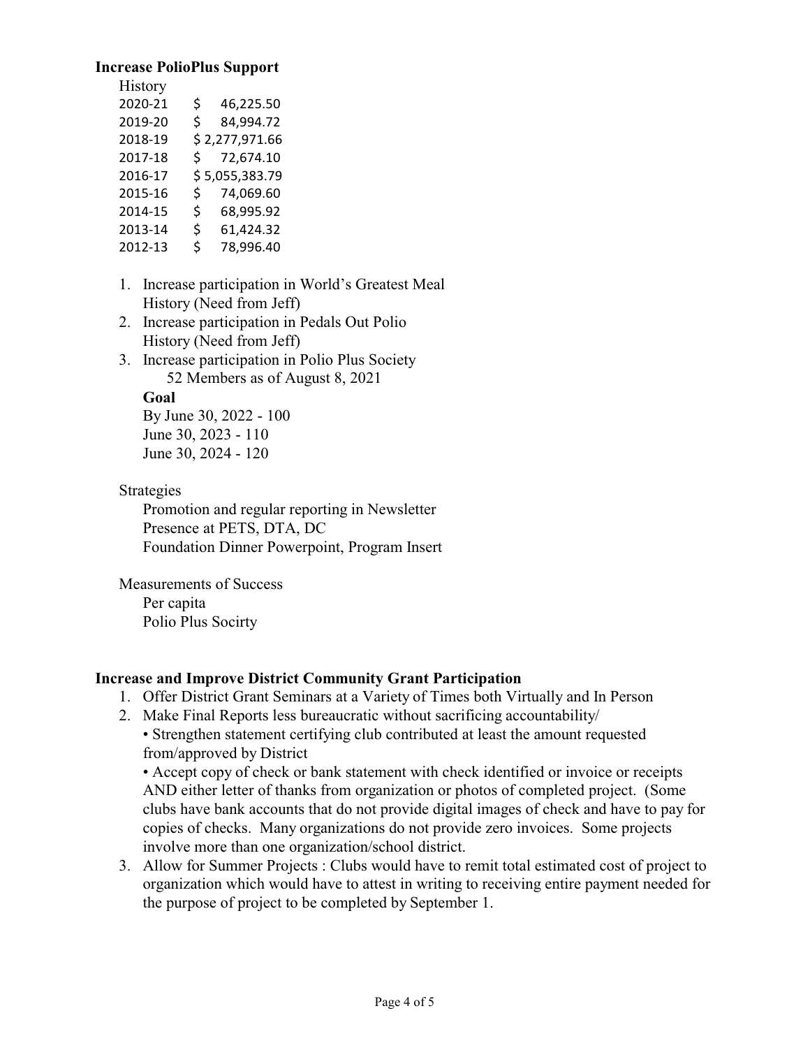**Increase PolioPlus Support**

History

| | |
|---|---|
| 2020-21 | $ 46,225.50 |
| 2019-20 | $ 84,994.72 |
| 2018-19 | $ 2,277,971.66 |
| 2017-18 | $ 72,674.10 |
| 2016-17 | $ 5,055,383.79 |
| 2015-16 | $ 74,069.60 |
| 2014-15 | $ 68,995.92 |
| 2013-14 | $ 61,424.32 |
| 2012-13 | $ 78,996.40 |

1. Increase participation in World's Greatest Meal
   History (Need from Jeff)
2. Increase participation in Pedals Out Polio
   History (Need from Jeff)
3. Increase participation in Polio Plus Society
   52 Members as of August 8, 2021

   **Goal**

   By June 30, 2022 - 100
   June 30, 2023 - 110
   June 30, 2024 - 120

Strategies

Promotion and regular reporting in Newsletter
Presence at PETS, DTA, DC
Foundation Dinner Powerpoint, Program Insert

Measurements of Success

Per capita
Polio Plus Socirty

**Increase and Improve District Community Grant Participation**

1. Offer District Grant Seminars at a Variety of Times both Virtually and In Person
2. Make Final Reports less bureaucratic without sacrificing accountability/
   • Strengthen statement certifying club contributed at least the amount requested from/approved by District
   • Accept copy of check or bank statement with check identified or invoice or receipts AND either letter of thanks from organization or photos of completed project. (Some clubs have bank accounts that do not provide digital images of check and have to pay for copies of checks. Many organizations do not provide zero invoices. Some projects involve more than one organization/school district.
3. Allow for Summer Projects : Clubs would have to remit total estimated cost of project to organization which would have to attest in writing to receiving entire payment needed for the purpose of project to be completed by September 1.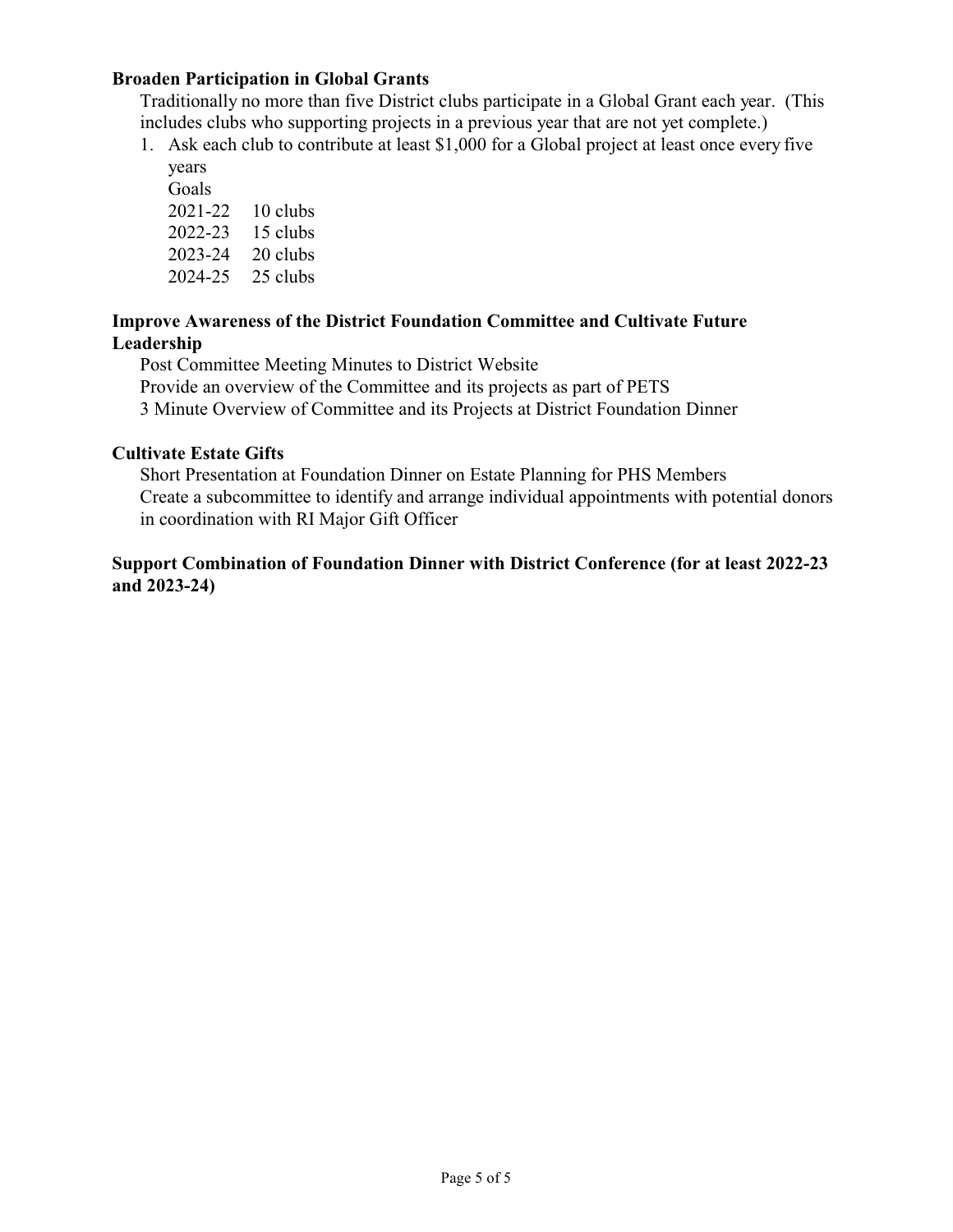**Broaden Participation in Global Grants**

Traditionally no more than five District clubs participate in a Global Grant each year. (This includes clubs who supporting projects in a previous year that are not yet complete.)

1. Ask each club to contribute at least $1,000 for a Global project at least once every five years

   Goals

   2021-22 10 clubs
   2022-23 15 clubs
   2023-24 20 clubs
   2024-25 25 clubs

**Improve Awareness of the District Foundation Committee and Cultivate Future Leadership**

Post Committee Meeting Minutes to District Website
Provide an overview of the Committee and its projects as part of PETS
3 Minute Overview of Committee and its Projects at District Foundation Dinner

**Cultivate Estate Gifts**

Short Presentation at Foundation Dinner on Estate Planning for PHS Members
Create a subcommittee to identify and arrange individual appointments with potential donors in coordination with RI Major Gift Officer

**Support Combination of Foundation Dinner with District Conference (for at least 2022-23 and 2023-24)**